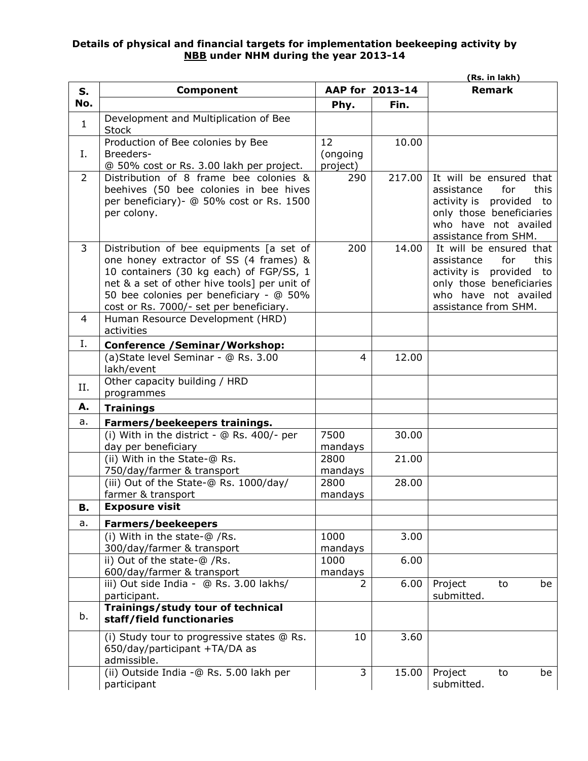**Details of physical and financial targets for implementation beekeeping activity by <u>NBB</u> under NHM during the year 2013-14**

(Rs. in lakh)

| S. No. | Component | AAP for 2013-14 | | Remark |
|---|---|---|---|---|
| | | Phy. | Fin. | |
| 1 | Development and Multiplication of Bee Stock | | | |
| I. | Production of Bee colonies by Bee Breeders- @ 50% cost or Rs. 3.00 lakh per project. | 12 (ongoing project) | 10.00 | |
| 2 | Distribution of 8 frame bee colonies & beehives (50 bee colonies in bee hives per beneficiary)- @ 50% cost or Rs. 1500 per colony. | 290 | 217.00 | It will be ensured that assistance for this activity is provided to only those beneficiaries who have not availed assistance from SHM. |
| 3 | Distribution of bee equipments [a set of one honey extractor of SS (4 frames) & 10 containers (30 kg each) of FGP/SS, 1 net & a set of other hive tools] per unit of 50 bee colonies per beneficiary - @ 50% cost or Rs. 7000/- set per beneficiary. | 200 | 14.00 | It will be ensured that assistance for this activity is provided to only those beneficiaries who have not availed assistance from SHM. |
| 4 | Human Resource Development (HRD) activities | | | |
| I. | **Conference /Seminar/Workshop:** | | | |
| | (a)State level Seminar - @ Rs. 3.00 lakh/event | 4 | 12.00 | |
| II. | Other capacity building / HRD programmes | | | |
| **A.** | **Trainings** | | | |
| a. | **Farmers/beekeepers trainings.** | | | |
| | (i) With in the district - @ Rs. 400/- per day per beneficiary | 7500 mandays | 30.00 | |
| | (ii) With in the State-@ Rs. 750/day/farmer & transport | 2800 mandays | 21.00 | |
| | (iii) Out of the State-@ Rs. 1000/day/ farmer & transport | 2800 mandays | 28.00 | |
| **B.** | **Exposure visit** | | | |
| a. | **Farmers/beekeepers** | | | |
| | (i) With in the state-@ /Rs. 300/day/farmer & transport | 1000 mandays | 3.00 | |
| | ii) Out of the state-@ /Rs. 600/day/farmer & transport | 1000 mandays | 6.00 | |
| | iii) Out side India - @ Rs. 3.00 lakhs/ participant. | 2 | 6.00 | Project to be submitted. |
| b. | **Trainings/study tour of technical staff/field functionaries** | | | |
| | (i) Study tour to progressive states @ Rs. 650/day/participant +TA/DA as admissible. | 10 | 3.60 | |
| | (ii) Outside India -@ Rs. 5.00 lakh per participant | 3 | 15.00 | Project to be submitted. |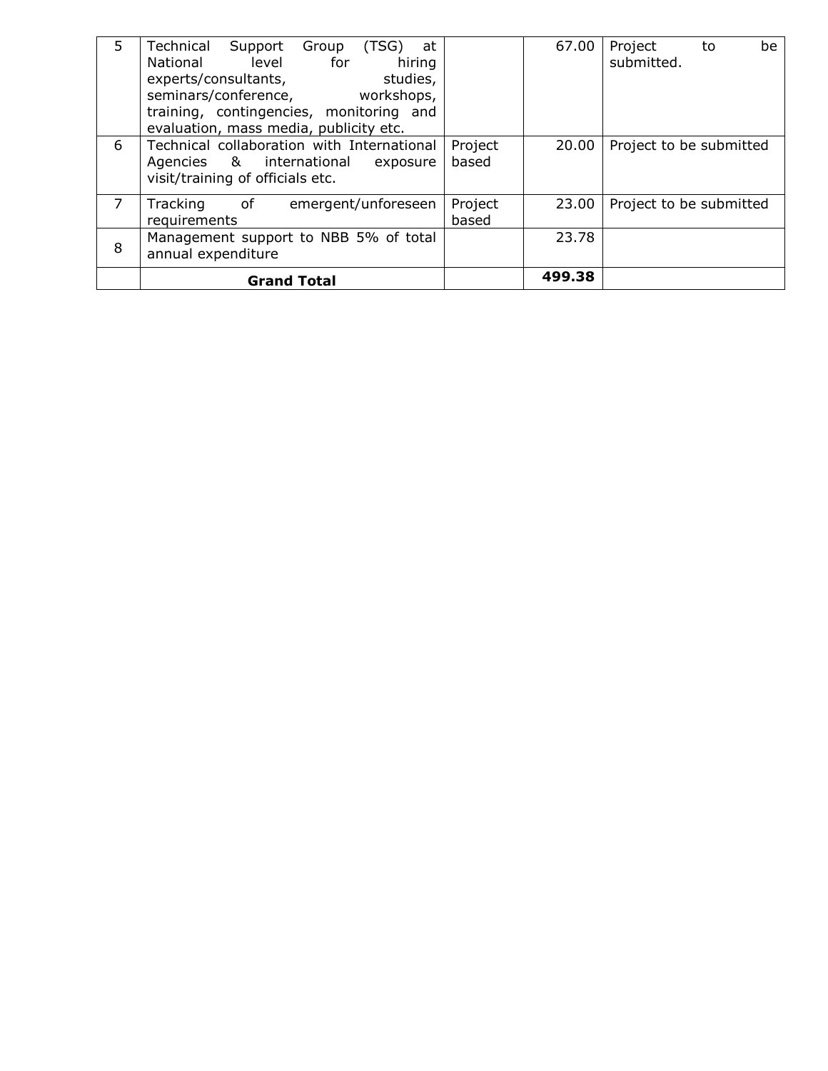| | | | | |
|---|---|---|---|---|
| 5 | Technical Support Group (TSG) at National level for hiring experts/consultants, studies, seminars/conference, workshops, training, contingencies, monitoring and evaluation, mass media, publicity etc. | | 67.00 | Project to be submitted. |
| 6 | Technical collaboration with International Agencies & international exposure visit/training of officials etc. | Project based | 20.00 | Project to be submitted |
| 7 | Tracking of emergent/unforeseen requirements | Project based | 23.00 | Project to be submitted |
| 8 | Management support to NBB 5% of total annual expenditure | | 23.78 | |
| | **Grand Total** | | **499.38** | |